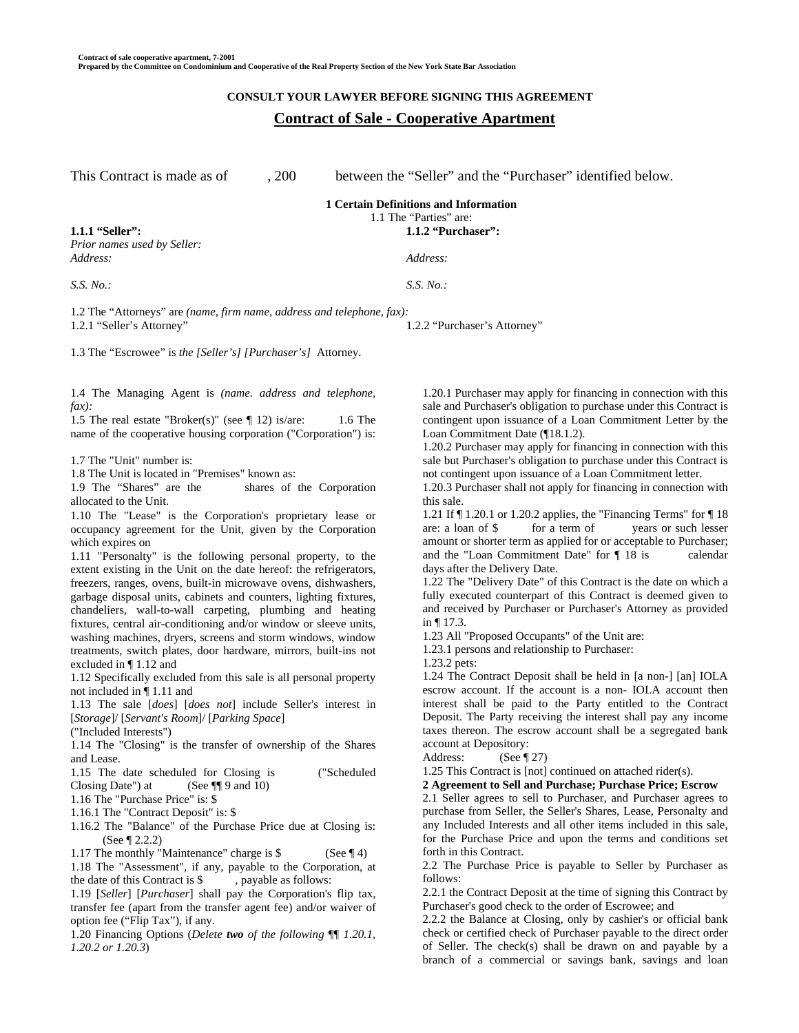Contract of sale cooperative apartment, 7-2001
Prepared by the Committee on Condominium and Cooperative of the Real Property Section of the New York State Bar Association

**CONSULT YOUR LAWYER BEFORE SIGNING THIS AGREEMENT**

# Contract of Sale - Cooperative Apartment

This Contract is made as of , 200 between the "Seller" and the "Purchaser" identified below.

## 1 Certain Definitions and Information

1.1 The "Parties" are:

**1.1.1 "Seller":**
*Prior names used by Seller:*
*Address:*

*S.S. No.:*

**1.1.2 "Purchaser":**

*Address:*

*S.S. No.:*

1.2 The "Attorneys" are *(name, firm name, address and telephone, fax):*
1.2.1 "Seller's Attorney"
1.2.2 "Purchaser's Attorney"

1.3 The "Escrowee" is *the [Seller's] [Purchaser's]* Attorney.

1.4 The Managing Agent is *(name. address and telephone, fax):*
1.5 The real estate "Broker(s)" (see ¶ 12) is/are:
1.6 The name of the cooperative housing corporation ("Corporation") is:

1.7 The "Unit" number is:
1.8 The Unit is located in "Premises" known as:
1.9 The "Shares" are the shares of the Corporation allocated to the Unit.
1.10 The "Lease" is the Corporation's proprietary lease or occupancy agreement for the Unit, given by the Corporation which expires on
1.11 "Personalty" is the following personal property, to the extent existing in the Unit on the date hereof: the refrigerators, freezers, ranges, ovens, built-in microwave ovens, dishwashers, garbage disposal units, cabinets and counters, lighting fixtures, chandeliers, wall-to-wall carpeting, plumbing and heating fixtures, central air-conditioning and/or window or sleeve units, washing machines, dryers, screens and storm windows, window treatments, switch plates, door hardware, mirrors, built-ins not excluded in ¶ 1.12 and
1.12 Specifically excluded from this sale is all personal property not included in ¶ 1.11 and
1.13 The sale [*does*] [*does not*] include Seller's interest in [*Storage*]/ [*Servant's Room*]/ [*Parking Space*]
("Included Interests")
1.14 The "Closing" is the transfer of ownership of the Shares and Lease.
1.15 The date scheduled for Closing is ("Scheduled Closing Date") at (See ¶¶ 9 and 10)
1.16 The "Purchase Price" is: $
1.16.1 The "Contract Deposit" is: $
1.16.2 The "Balance" of the Purchase Price due at Closing is: (See ¶ 2.2.2)
1.17 The monthly "Maintenance" charge is $ (See ¶ 4)
1.18 The "Assessment", if any, payable to the Corporation, at the date of this Contract is $ , payable as follows:
1.19 [*Seller*] [*Purchaser*] shall pay the Corporation's flip tax, transfer fee (apart from the transfer agent fee) and/or waiver of option fee ("Flip Tax"), if any.
1.20 Financing Options (*Delete* ***two*** *of the following ¶¶ 1.20.1, 1.20.2 or 1.20.3*)
1.20.1 Purchaser may apply for financing in connection with this sale and Purchaser's obligation to purchase under this Contract is contingent upon issuance of a Loan Commitment Letter by the Loan Commitment Date (¶18.1.2).
1.20.2 Purchaser may apply for financing in connection with this sale but Purchaser's obligation to purchase under this Contract is not contingent upon issuance of a Loan Commitment letter.
1.20.3 Purchaser shall not apply for financing in connection with this sale.
1.21 If ¶ 1.20.1 or 1.20.2 applies, the "Financing Terms" for ¶ 18 are: a loan of $ for a term of years or such lesser amount or shorter term as applied for or acceptable to Purchaser; and the "Loan Commitment Date" for ¶ 18 is calendar days after the Delivery Date.
1.22 The "Delivery Date" of this Contract is the date on which a fully executed counterpart of this Contract is deemed given to and received by Purchaser or Purchaser's Attorney as provided in ¶ 17.3.
1.23 All "Proposed Occupants" of the Unit are:
1.23.1 persons and relationship to Purchaser:
1.23.2 pets:
1.24 The Contract Deposit shall be held in [a non-] [an] IOLA escrow account. If the account is a non- IOLA account then interest shall be paid to the Party entitled to the Contract Deposit. The Party receiving the interest shall pay any income taxes thereon. The escrow account shall be a segregated bank account at Depository:
Address: (See ¶ 27)
1.25 This Contract is [not] continued on attached rider(s).

## 2 Agreement to Sell and Purchase; Purchase Price; Escrow

2.1 Seller agrees to sell to Purchaser, and Purchaser agrees to purchase from Seller, the Seller's Shares, Lease, Personalty and any Included Interests and all other items included in this sale, for the Purchase Price and upon the terms and conditions set forth in this Contract.
2.2 The Purchase Price is payable to Seller by Purchaser as follows:
2.2.1 the Contract Deposit at the time of signing this Contract by Purchaser's good check to the order of Escrowee; and
2.2.2 the Balance at Closing, only by cashier's or official bank check or certified check of Purchaser payable to the direct order of Seller. The check(s) shall be drawn on and payable by a branch of a commercial or savings bank, savings and loan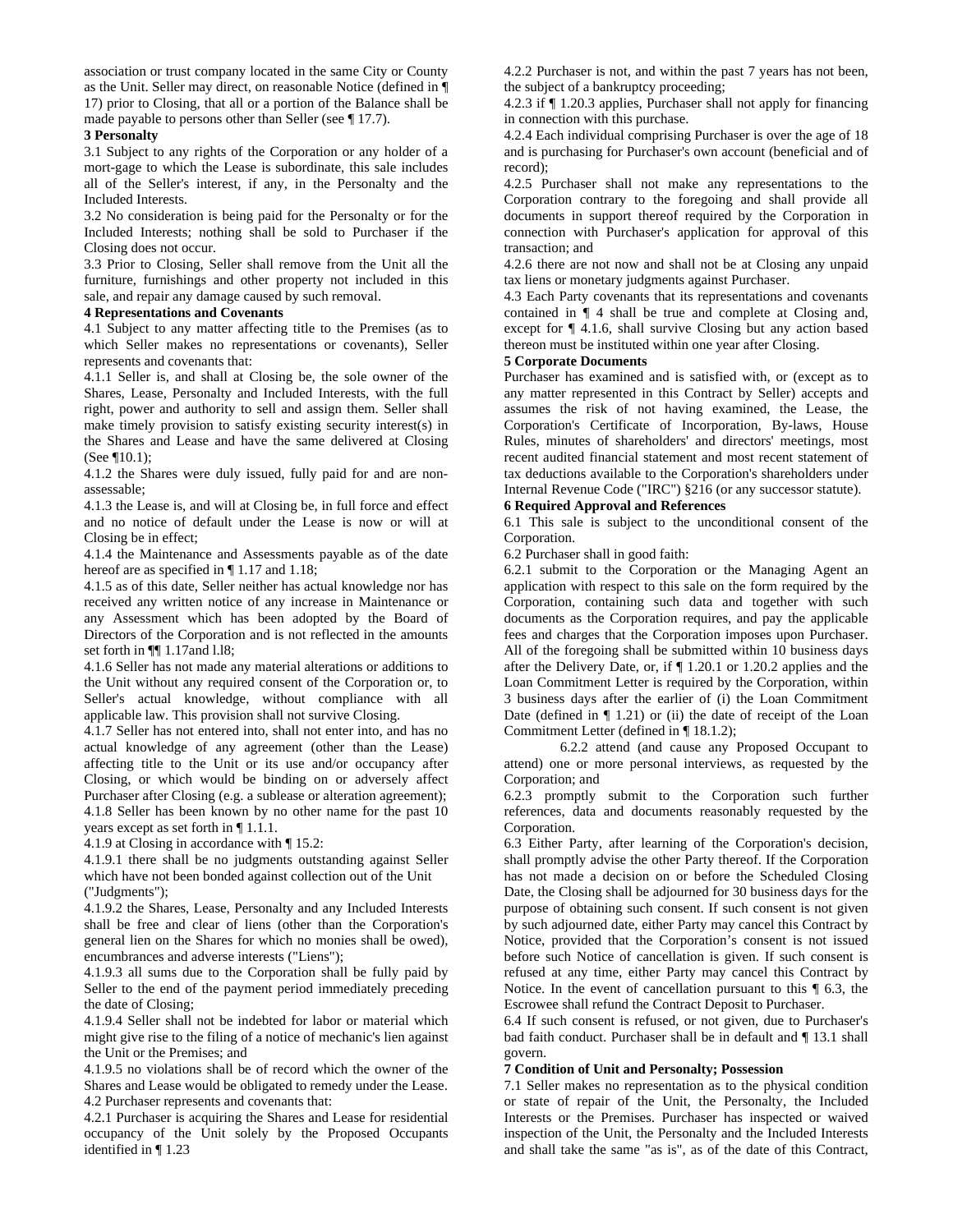association or trust company located in the same City or County as the Unit. Seller may direct, on reasonable Notice (defined in ¶ 17) prior to Closing, that all or a portion of the Balance shall be made payable to persons other than Seller (see ¶ 17.7).

**3 Personalty**

3.1 Subject to any rights of the Corporation or any holder of a mort-gage to which the Lease is subordinate, this sale includes all of the Seller's interest, if any, in the Personalty and the Included Interests.

3.2 No consideration is being paid for the Personalty or for the Included Interests; nothing shall be sold to Purchaser if the Closing does not occur.

3.3 Prior to Closing, Seller shall remove from the Unit all the furniture, furnishings and other property not included in this sale, and repair any damage caused by such removal.

**4 Representations and Covenants**

4.1 Subject to any matter affecting title to the Premises (as to which Seller makes no representations or covenants), Seller represents and covenants that:

4.1.1 Seller is, and shall at Closing be, the sole owner of the Shares, Lease, Personalty and Included Interests, with the full right, power and authority to sell and assign them. Seller shall make timely provision to satisfy existing security interest(s) in the Shares and Lease and have the same delivered at Closing (See ¶10.1);

4.1.2 the Shares were duly issued, fully paid for and are non-assessable;

4.1.3 the Lease is, and will at Closing be, in full force and effect and no notice of default under the Lease is now or will at Closing be in effect;

4.1.4 the Maintenance and Assessments payable as of the date hereof are as specified in ¶ 1.17 and 1.18;

4.1.5 as of this date, Seller neither has actual knowledge nor has received any written notice of any increase in Maintenance or any Assessment which has been adopted by the Board of Directors of the Corporation and is not reflected in the amounts set forth in ¶¶ 1.17and l.l8;

4.1.6 Seller has not made any material alterations or additions to the Unit without any required consent of the Corporation or, to Seller's actual knowledge, without compliance with all applicable law. This provision shall not survive Closing.

4.1.7 Seller has not entered into, shall not enter into, and has no actual knowledge of any agreement (other than the Lease) affecting title to the Unit or its use and/or occupancy after Closing, or which would be binding on or adversely affect Purchaser after Closing (e.g. a sublease or alteration agreement);

4.1.8 Seller has been known by no other name for the past 10 years except as set forth in ¶ 1.1.1.

4.1.9 at Closing in accordance with ¶ 15.2:

4.1.9.1 there shall be no judgments outstanding against Seller which have not been bonded against collection out of the Unit ("Judgments");

4.1.9.2 the Shares, Lease, Personalty and any Included Interests shall be free and clear of liens (other than the Corporation's general lien on the Shares for which no monies shall be owed), encumbrances and adverse interests ("Liens");

4.1.9.3 all sums due to the Corporation shall be fully paid by Seller to the end of the payment period immediately preceding the date of Closing;

4.1.9.4 Seller shall not be indebted for labor or material which might give rise to the filing of a notice of mechanic's lien against the Unit or the Premises; and

4.1.9.5 no violations shall be of record which the owner of the Shares and Lease would be obligated to remedy under the Lease.

4.2 Purchaser represents and covenants that:

4.2.1 Purchaser is acquiring the Shares and Lease for residential occupancy of the Unit solely by the Proposed Occupants identified in ¶ 1.23

4.2.2 Purchaser is not, and within the past 7 years has not been, the subject of a bankruptcy proceeding;

4.2.3 if ¶ 1.20.3 applies, Purchaser shall not apply for financing in connection with this purchase.

4.2.4 Each individual comprising Purchaser is over the age of 18 and is purchasing for Purchaser's own account (beneficial and of record);

4.2.5 Purchaser shall not make any representations to the Corporation contrary to the foregoing and shall provide all documents in support thereof required by the Corporation in connection with Purchaser's application for approval of this transaction; and

4.2.6 there are not now and shall not be at Closing any unpaid tax liens or monetary judgments against Purchaser.

4.3 Each Party covenants that its representations and covenants contained in ¶ 4 shall be true and complete at Closing and, except for ¶ 4.1.6, shall survive Closing but any action based thereon must be instituted within one year after Closing.

**5 Corporate Documents**

Purchaser has examined and is satisfied with, or (except as to any matter represented in this Contract by Seller) accepts and assumes the risk of not having examined, the Lease, the Corporation's Certificate of Incorporation, By-laws, House Rules, minutes of shareholders' and directors' meetings, most recent audited financial statement and most recent statement of tax deductions available to the Corporation's shareholders under Internal Revenue Code ("IRC") §216 (or any successor statute).

**6 Required Approval and References**

6.1 This sale is subject to the unconditional consent of the Corporation.

6.2 Purchaser shall in good faith:

6.2.1 submit to the Corporation or the Managing Agent an application with respect to this sale on the form required by the Corporation, containing such data and together with such documents as the Corporation requires, and pay the applicable fees and charges that the Corporation imposes upon Purchaser. All of the foregoing shall be submitted within 10 business days after the Delivery Date, or, if ¶ 1.20.1 or 1.20.2 applies and the Loan Commitment Letter is required by the Corporation, within 3 business days after the earlier of (i) the Loan Commitment Date (defined in ¶ 1.21) or (ii) the date of receipt of the Loan Commitment Letter (defined in ¶ 18.1.2);

6.2.2 attend (and cause any Proposed Occupant to attend) one or more personal interviews, as requested by the Corporation; and

6.2.3 promptly submit to the Corporation such further references, data and documents reasonably requested by the Corporation.

6.3 Either Party, after learning of the Corporation's decision, shall promptly advise the other Party thereof. If the Corporation has not made a decision on or before the Scheduled Closing Date, the Closing shall be adjourned for 30 business days for the purpose of obtaining such consent. If such consent is not given by such adjourned date, either Party may cancel this Contract by Notice, provided that the Corporation's consent is not issued before such Notice of cancellation is given. If such consent is refused at any time, either Party may cancel this Contract by Notice. In the event of cancellation pursuant to this ¶ 6.3, the Escrowee shall refund the Contract Deposit to Purchaser.

6.4 If such consent is refused, or not given, due to Purchaser's bad faith conduct. Purchaser shall be in default and ¶ 13.1 shall govern.

**7 Condition of Unit and Personalty; Possession**

7.1 Seller makes no representation as to the physical condition or state of repair of the Unit, the Personalty, the Included Interests or the Premises. Purchaser has inspected or waived inspection of the Unit, the Personalty and the Included Interests and shall take the same "as is", as of the date of this Contract,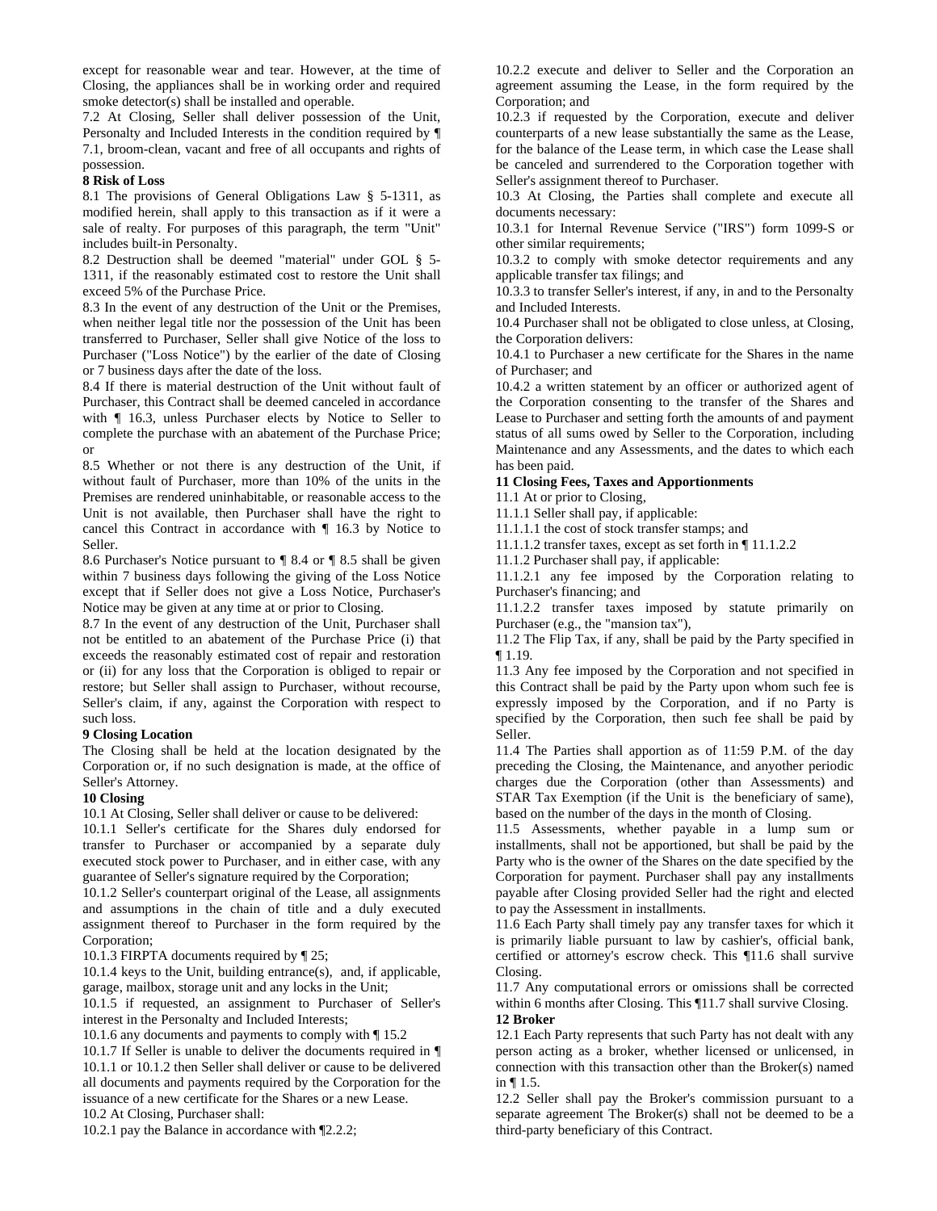except for reasonable wear and tear. However, at the time of Closing, the appliances shall be in working order and required smoke detector(s) shall be installed and operable.

7.2 At Closing, Seller shall deliver possession of the Unit, Personalty and Included Interests in the condition required by ¶ 7.1, broom-clean, vacant and free of all occupants and rights of possession.

**8 Risk of Loss**

8.1 The provisions of General Obligations Law § 5-1311, as modified herein, shall apply to this transaction as if it were a sale of realty. For purposes of this paragraph, the term "Unit" includes built-in Personalty.

8.2 Destruction shall be deemed "material" under GOL § 5-1311, if the reasonably estimated cost to restore the Unit shall exceed 5% of the Purchase Price.

8.3 In the event of any destruction of the Unit or the Premises, when neither legal title nor the possession of the Unit has been transferred to Purchaser, Seller shall give Notice of the loss to Purchaser ("Loss Notice") by the earlier of the date of Closing or 7 business days after the date of the loss.

8.4 If there is material destruction of the Unit without fault of Purchaser, this Contract shall be deemed canceled in accordance with ¶ 16.3, unless Purchaser elects by Notice to Seller to complete the purchase with an abatement of the Purchase Price; or

8.5 Whether or not there is any destruction of the Unit, if without fault of Purchaser, more than 10% of the units in the Premises are rendered uninhabitable, or reasonable access to the Unit is not available, then Purchaser shall have the right to cancel this Contract in accordance with ¶ 16.3 by Notice to Seller.

8.6 Purchaser's Notice pursuant to ¶ 8.4 or ¶ 8.5 shall be given within 7 business days following the giving of the Loss Notice except that if Seller does not give a Loss Notice, Purchaser's Notice may be given at any time at or prior to Closing.

8.7 In the event of any destruction of the Unit, Purchaser shall not be entitled to an abatement of the Purchase Price (i) that exceeds the reasonably estimated cost of repair and restoration or (ii) for any loss that the Corporation is obliged to repair or restore; but Seller shall assign to Purchaser, without recourse, Seller's claim, if any, against the Corporation with respect to such loss.

**9 Closing Location**

The Closing shall be held at the location designated by the Corporation or, if no such designation is made, at the office of Seller's Attorney.

**10 Closing**

10.1 At Closing, Seller shall deliver or cause to be delivered:

10.1.1 Seller's certificate for the Shares duly endorsed for transfer to Purchaser or accompanied by a separate duly executed stock power to Purchaser, and in either case, with any guarantee of Seller's signature required by the Corporation;

10.1.2 Seller's counterpart original of the Lease, all assignments and assumptions in the chain of title and a duly executed assignment thereof to Purchaser in the form required by the Corporation;

10.1.3 FIRPTA documents required by ¶ 25;

10.1.4 keys to the Unit, building entrance(s), and, if applicable, garage, mailbox, storage unit and any locks in the Unit;

10.1.5 if requested, an assignment to Purchaser of Seller's interest in the Personalty and Included Interests;

10.1.6 any documents and payments to comply with ¶ 15.2

10.1.7 If Seller is unable to deliver the documents required in ¶ 10.1.1 or 10.1.2 then Seller shall deliver or cause to be delivered all documents and payments required by the Corporation for the issuance of a new certificate for the Shares or a new Lease.

10.2 At Closing, Purchaser shall:

10.2.1 pay the Balance in accordance with ¶2.2.2;

10.2.2 execute and deliver to Seller and the Corporation an agreement assuming the Lease, in the form required by the Corporation; and

10.2.3 if requested by the Corporation, execute and deliver counterparts of a new lease substantially the same as the Lease, for the balance of the Lease term, in which case the Lease shall be canceled and surrendered to the Corporation together with Seller's assignment thereof to Purchaser.

10.3 At Closing, the Parties shall complete and execute all documents necessary:

10.3.1 for Internal Revenue Service ("IRS") form 1099-S or other similar requirements;

10.3.2 to comply with smoke detector requirements and any applicable transfer tax filings; and

10.3.3 to transfer Seller's interest, if any, in and to the Personalty and Included Interests.

10.4 Purchaser shall not be obligated to close unless, at Closing, the Corporation delivers:

10.4.1 to Purchaser a new certificate for the Shares in the name of Purchaser; and

10.4.2 a written statement by an officer or authorized agent of the Corporation consenting to the transfer of the Shares and Lease to Purchaser and setting forth the amounts of and payment status of all sums owed by Seller to the Corporation, including Maintenance and any Assessments, and the dates to which each has been paid.

**11 Closing Fees, Taxes and Apportionments**

11.1 At or prior to Closing,

11.1.1 Seller shall pay, if applicable:

11.1.1.1 the cost of stock transfer stamps; and

11.1.1.2 transfer taxes, except as set forth in ¶ 11.1.2.2

11.1.2 Purchaser shall pay, if applicable:

11.1.2.1 any fee imposed by the Corporation relating to Purchaser's financing; and

11.1.2.2 transfer taxes imposed by statute primarily on Purchaser (e.g., the "mansion tax"),

11.2 The Flip Tax, if any, shall be paid by the Party specified in ¶ 1.19.

11.3 Any fee imposed by the Corporation and not specified in this Contract shall be paid by the Party upon whom such fee is expressly imposed by the Corporation, and if no Party is specified by the Corporation, then such fee shall be paid by Seller.

11.4 The Parties shall apportion as of 11:59 P.M. of the day preceding the Closing, the Maintenance, and anyother periodic charges due the Corporation (other than Assessments) and STAR Tax Exemption (if the Unit is the beneficiary of same), based on the number of the days in the month of Closing.

11.5 Assessments, whether payable in a lump sum or installments, shall not be apportioned, but shall be paid by the Party who is the owner of the Shares on the date specified by the Corporation for payment. Purchaser shall pay any installments payable after Closing provided Seller had the right and elected to pay the Assessment in installments.

11.6 Each Party shall timely pay any transfer taxes for which it is primarily liable pursuant to law by cashier's, official bank, certified or attorney's escrow check. This ¶11.6 shall survive Closing.

11.7 Any computational errors or omissions shall be corrected within 6 months after Closing. This ¶11.7 shall survive Closing.

**12 Broker**

12.1 Each Party represents that such Party has not dealt with any person acting as a broker, whether licensed or unlicensed, in connection with this transaction other than the Broker(s) named in ¶ 1.5.

12.2 Seller shall pay the Broker's commission pursuant to a separate agreement The Broker(s) shall not be deemed to be a third-party beneficiary of this Contract.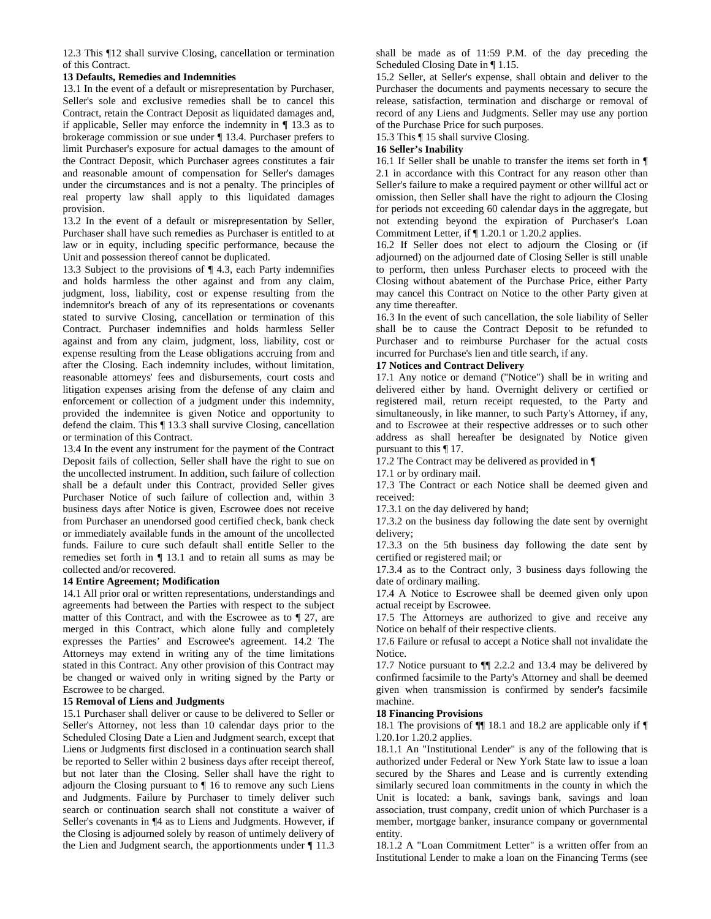12.3 This ¶12 shall survive Closing, cancellation or termination of this Contract.

**13 Defaults, Remedies and Indemnities**

13.1 In the event of a default or misrepresentation by Purchaser, Seller's sole and exclusive remedies shall be to cancel this Contract, retain the Contract Deposit as liquidated damages and, if applicable, Seller may enforce the indemnity in ¶ 13.3 as to brokerage commission or sue under ¶ 13.4. Purchaser prefers to limit Purchaser's exposure for actual damages to the amount of the Contract Deposit, which Purchaser agrees constitutes a fair and reasonable amount of compensation for Seller's damages under the circumstances and is not a penalty. The principles of real property law shall apply to this liquidated damages provision.

13.2 In the event of a default or misrepresentation by Seller, Purchaser shall have such remedies as Purchaser is entitled to at law or in equity, including specific performance, because the Unit and possession thereof cannot be duplicated.

13.3 Subject to the provisions of ¶ 4.3, each Party indemnifies and holds harmless the other against and from any claim, judgment, loss, liability, cost or expense resulting from the indemnitor's breach of any of its representations or covenants stated to survive Closing, cancellation or termination of this Contract. Purchaser indemnifies and holds harmless Seller against and from any claim, judgment, loss, liability, cost or expense resulting from the Lease obligations accruing from and after the Closing. Each indemnity includes, without limitation, reasonable attorneys' fees and disbursements, court costs and litigation expenses arising from the defense of any claim and enforcement or collection of a judgment under this indemnity, provided the indemnitee is given Notice and opportunity to defend the claim. This ¶ 13.3 shall survive Closing, cancellation or termination of this Contract.

13.4 In the event any instrument for the payment of the Contract Deposit fails of collection, Seller shall have the right to sue on the uncollected instrument. In addition, such failure of collection shall be a default under this Contract, provided Seller gives Purchaser Notice of such failure of collection and, within 3 business days after Notice is given, Escrowee does not receive from Purchaser an unendorsed good certified check, bank check or immediately available funds in the amount of the uncollected funds. Failure to cure such default shall entitle Seller to the remedies set forth in ¶ 13.1 and to retain all sums as may be collected and/or recovered.

**14 Entire Agreement; Modification**

14.1 All prior oral or written representations, understandings and agreements had between the Parties with respect to the subject matter of this Contract, and with the Escrowee as to ¶ 27, are merged in this Contract, which alone fully and completely expresses the Parties' and Escrowee's agreement. 14.2 The Attorneys may extend in writing any of the time limitations stated in this Contract. Any other provision of this Contract may be changed or waived only in writing signed by the Party or Escrowee to be charged.

**15 Removal of Liens and Judgments**

15.1 Purchaser shall deliver or cause to be delivered to Seller or Seller's Attorney, not less than 10 calendar days prior to the Scheduled Closing Date a Lien and Judgment search, except that Liens or Judgments first disclosed in a continuation search shall be reported to Seller within 2 business days after receipt thereof, but not later than the Closing. Seller shall have the right to adjourn the Closing pursuant to ¶ 16 to remove any such Liens and Judgments. Failure by Purchaser to timely deliver such search or continuation search shall not constitute a waiver of Seller's covenants in ¶4 as to Liens and Judgments. However, if the Closing is adjourned solely by reason of untimely delivery of the Lien and Judgment search, the apportionments under ¶ 11.3 shall be made as of 11:59 P.M. of the day preceding the Scheduled Closing Date in ¶ 1.15.

15.2 Seller, at Seller's expense, shall obtain and deliver to the Purchaser the documents and payments necessary to secure the release, satisfaction, termination and discharge or removal of record of any Liens and Judgments. Seller may use any portion of the Purchase Price for such purposes.

15.3 This ¶ 15 shall survive Closing.

**16 Seller's Inability**

16.1 If Seller shall be unable to transfer the items set forth in ¶ 2.1 in accordance with this Contract for any reason other than Seller's failure to make a required payment or other willful act or omission, then Seller shall have the right to adjourn the Closing for periods not exceeding 60 calendar days in the aggregate, but not extending beyond the expiration of Purchaser's Loan Commitment Letter, if ¶ 1.20.1 or 1.20.2 applies.

16.2 If Seller does not elect to adjourn the Closing or (if adjourned) on the adjourned date of Closing Seller is still unable to perform, then unless Purchaser elects to proceed with the Closing without abatement of the Purchase Price, either Party may cancel this Contract on Notice to the other Party given at any time thereafter.

16.3 In the event of such cancellation, the sole liability of Seller shall be to cause the Contract Deposit to be refunded to Purchaser and to reimburse Purchaser for the actual costs incurred for Purchase's lien and title search, if any.

**17 Notices and Contract Delivery**

17.1 Any notice or demand ("Notice") shall be in writing and delivered either by hand. Overnight delivery or certified or registered mail, return receipt requested, to the Party and simultaneously, in like manner, to such Party's Attorney, if any, and to Escrowee at their respective addresses or to such other address as shall hereafter be designated by Notice given pursuant to this ¶ 17.

17.2 The Contract may be delivered as provided in ¶ 17.1 or by ordinary mail.

17.3 The Contract or each Notice shall be deemed given and received:

17.3.1 on the day delivered by hand;

17.3.2 on the business day following the date sent by overnight delivery;

17.3.3 on the 5th business day following the date sent by certified or registered mail; or

17.3.4 as to the Contract only, 3 business days following the date of ordinary mailing.

17.4 A Notice to Escrowee shall be deemed given only upon actual receipt by Escrowee.

17.5 The Attorneys are authorized to give and receive any Notice on behalf of their respective clients.

17.6 Failure or refusal to accept a Notice shall not invalidate the Notice.

17.7 Notice pursuant to ¶¶ 2.2.2 and 13.4 may be delivered by confirmed facsimile to the Party's Attorney and shall be deemed given when transmission is confirmed by sender's facsimile machine.

**18 Financing Provisions**

18.1 The provisions of ¶¶ 18.1 and 18.2 are applicable only if ¶ l.20.1or 1.20.2 applies.

18.1.1 An "Institutional Lender" is any of the following that is authorized under Federal or New York State law to issue a loan secured by the Shares and Lease and is currently extending similarly secured loan commitments in the county in which the Unit is located: a bank, savings bank, savings and loan association, trust company, credit union of which Purchaser is a member, mortgage banker, insurance company or governmental entity.

18.1.2 A "Loan Commitment Letter" is a written offer from an Institutional Lender to make a loan on the Financing Terms (see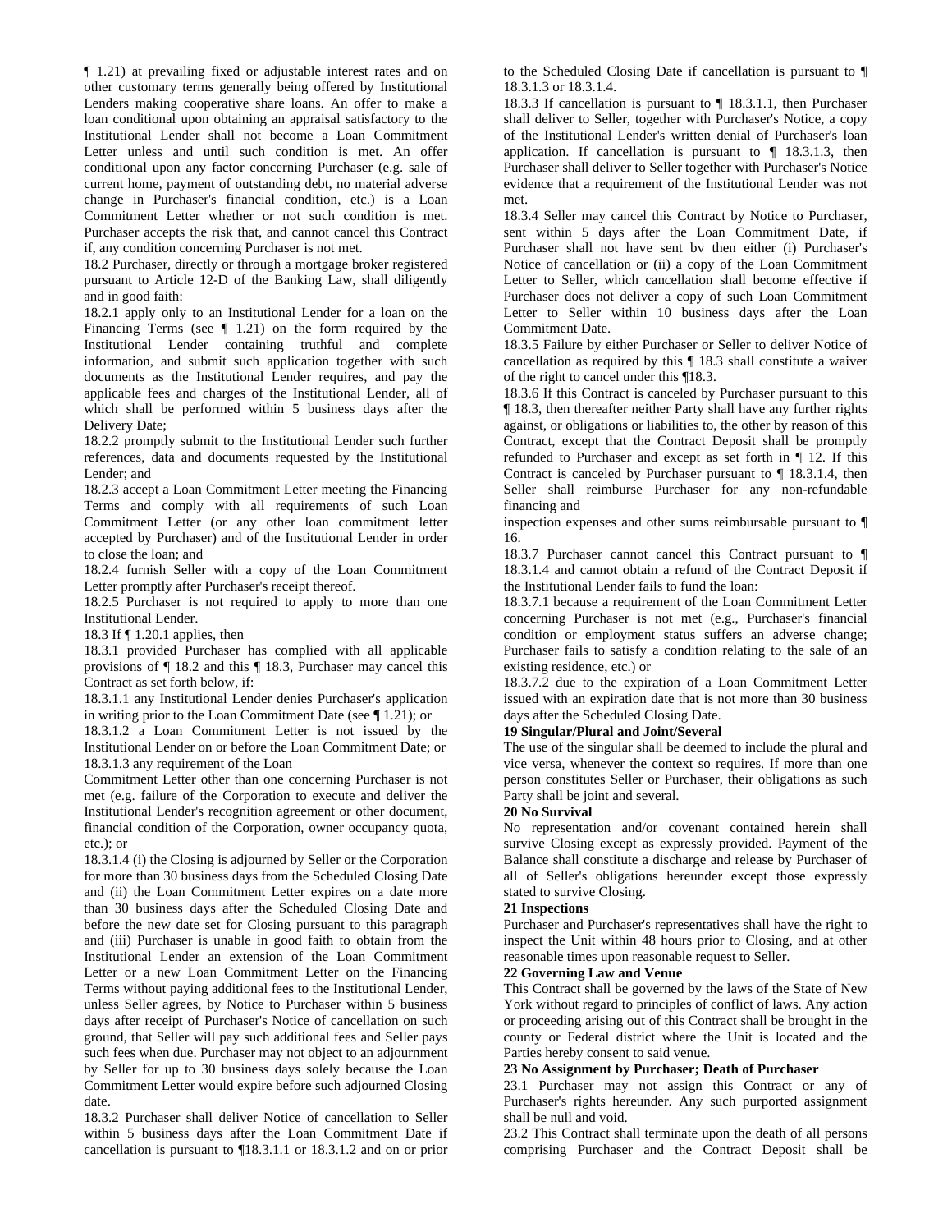¶ 1.21) at prevailing fixed or adjustable interest rates and on other customary terms generally being offered by Institutional Lenders making cooperative share loans. An offer to make a loan conditional upon obtaining an appraisal satisfactory to the Institutional Lender shall not become a Loan Commitment Letter unless and until such condition is met. An offer conditional upon any factor concerning Purchaser (e.g. sale of current home, payment of outstanding debt, no material adverse change in Purchaser's financial condition, etc.) is a Loan Commitment Letter whether or not such condition is met. Purchaser accepts the risk that, and cannot cancel this Contract if, any condition concerning Purchaser is not met.

18.2 Purchaser, directly or through a mortgage broker registered pursuant to Article 12-D of the Banking Law, shall diligently and in good faith:

18.2.1 apply only to an Institutional Lender for a loan on the Financing Terms (see ¶ 1.21) on the form required by the Institutional Lender containing truthful and complete information, and submit such application together with such documents as the Institutional Lender requires, and pay the applicable fees and charges of the Institutional Lender, all of which shall be performed within 5 business days after the Delivery Date;

18.2.2 promptly submit to the Institutional Lender such further references, data and documents requested by the Institutional Lender; and

18.2.3 accept a Loan Commitment Letter meeting the Financing Terms and comply with all requirements of such Loan Commitment Letter (or any other loan commitment letter accepted by Purchaser) and of the Institutional Lender in order to close the loan; and

18.2.4 furnish Seller with a copy of the Loan Commitment Letter promptly after Purchaser's receipt thereof.

18.2.5 Purchaser is not required to apply to more than one Institutional Lender.

18.3 If ¶ 1.20.1 applies, then

18.3.1 provided Purchaser has complied with all applicable provisions of ¶ 18.2 and this ¶ 18.3, Purchaser may cancel this Contract as set forth below, if:

18.3.1.1 any Institutional Lender denies Purchaser's application in writing prior to the Loan Commitment Date (see ¶ 1.21); or

18.3.1.2 a Loan Commitment Letter is not issued by the Institutional Lender on or before the Loan Commitment Date; or

18.3.1.3 any requirement of the Loan Commitment Letter other than one concerning Purchaser is not met (e.g. failure of the Corporation to execute and deliver the Institutional Lender's recognition agreement or other document, financial condition of the Corporation, owner occupancy quota, etc.); or

18.3.1.4 (i) the Closing is adjourned by Seller or the Corporation for more than 30 business days from the Scheduled Closing Date and (ii) the Loan Commitment Letter expires on a date more than 30 business days after the Scheduled Closing Date and before the new date set for Closing pursuant to this paragraph and (iii) Purchaser is unable in good faith to obtain from the Institutional Lender an extension of the Loan Commitment Letter or a new Loan Commitment Letter on the Financing Terms without paying additional fees to the Institutional Lender, unless Seller agrees, by Notice to Purchaser within 5 business days after receipt of Purchaser's Notice of cancellation on such ground, that Seller will pay such additional fees and Seller pays such fees when due. Purchaser may not object to an adjournment by Seller for up to 30 business days solely because the Loan Commitment Letter would expire before such adjourned Closing date.

18.3.2 Purchaser shall deliver Notice of cancellation to Seller within 5 business days after the Loan Commitment Date if cancellation is pursuant to ¶18.3.1.1 or 18.3.1.2 and on or prior to the Scheduled Closing Date if cancellation is pursuant to ¶ 18.3.1.3 or 18.3.1.4.

18.3.3 If cancellation is pursuant to ¶ 18.3.1.1, then Purchaser shall deliver to Seller, together with Purchaser's Notice, a copy of the Institutional Lender's written denial of Purchaser's loan application. If cancellation is pursuant to ¶ 18.3.1.3, then Purchaser shall deliver to Seller together with Purchaser's Notice evidence that a requirement of the Institutional Lender was not met.

18.3.4 Seller may cancel this Contract by Notice to Purchaser, sent within 5 days after the Loan Commitment Date, if Purchaser shall not have sent bv then either (i) Purchaser's Notice of cancellation or (ii) a copy of the Loan Commitment Letter to Seller, which cancellation shall become effective if Purchaser does not deliver a copy of such Loan Commitment Letter to Seller within 10 business days after the Loan Commitment Date.

18.3.5 Failure by either Purchaser or Seller to deliver Notice of cancellation as required by this ¶ 18.3 shall constitute a waiver of the right to cancel under this ¶18.3.

18.3.6 If this Contract is canceled by Purchaser pursuant to this ¶ 18.3, then thereafter neither Party shall have any further rights against, or obligations or liabilities to, the other by reason of this Contract, except that the Contract Deposit shall be promptly refunded to Purchaser and except as set forth in ¶ 12. If this Contract is canceled by Purchaser pursuant to ¶ 18.3.1.4, then Seller shall reimburse Purchaser for any non-refundable financing and inspection expenses and other sums reimbursable pursuant to ¶ 16.

18.3.7 Purchaser cannot cancel this Contract pursuant to ¶ 18.3.1.4 and cannot obtain a refund of the Contract Deposit if the Institutional Lender fails to fund the loan:

18.3.7.1 because a requirement of the Loan Commitment Letter concerning Purchaser is not met (e.g., Purchaser's financial condition or employment status suffers an adverse change; Purchaser fails to satisfy a condition relating to the sale of an existing residence, etc.) or

18.3.7.2 due to the expiration of a Loan Commitment Letter issued with an expiration date that is not more than 30 business days after the Scheduled Closing Date.

**19 Singular/Plural and Joint/Several**

The use of the singular shall be deemed to include the plural and vice versa, whenever the context so requires. If more than one person constitutes Seller or Purchaser, their obligations as such Party shall be joint and several.

**20 No Survival**

No representation and/or covenant contained herein shall survive Closing except as expressly provided. Payment of the Balance shall constitute a discharge and release by Purchaser of all of Seller's obligations hereunder except those expressly stated to survive Closing.

**21 Inspections**

Purchaser and Purchaser's representatives shall have the right to inspect the Unit within 48 hours prior to Closing, and at other reasonable times upon reasonable request to Seller.

**22 Governing Law and Venue**

This Contract shall be governed by the laws of the State of New York without regard to principles of conflict of laws. Any action or proceeding arising out of this Contract shall be brought in the county or Federal district where the Unit is located and the Parties hereby consent to said venue.

**23 No Assignment by Purchaser; Death of Purchaser**

23.1 Purchaser may not assign this Contract or any of Purchaser's rights hereunder. Any such purported assignment shall be null and void.

23.2 This Contract shall terminate upon the death of all persons comprising Purchaser and the Contract Deposit shall be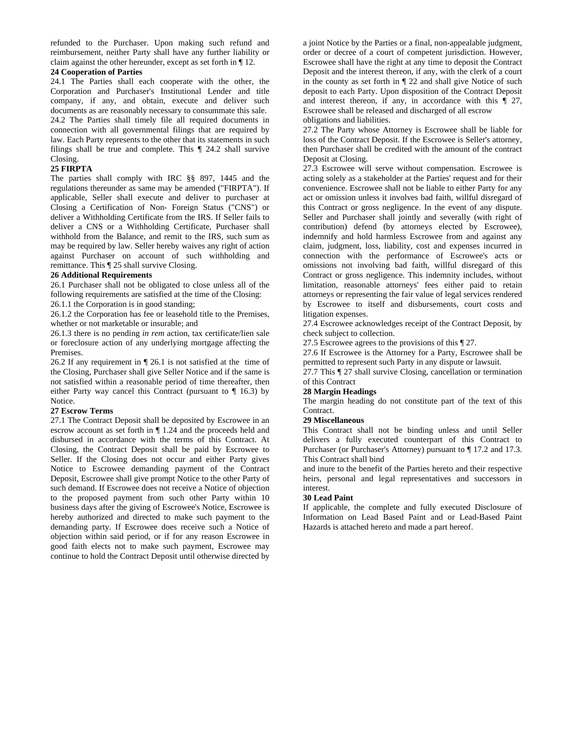refunded to the Purchaser. Upon making such refund and reimbursement, neither Party shall have any further liability or claim against the other hereunder, except as set forth in ¶ 12.

**24 Cooperation of Parties**

24.1 The Parties shall each cooperate with the other, the Corporation and Purchaser's Institutional Lender and title company, if any, and obtain, execute and deliver such documents as are reasonably necessary to consummate this sale.

24.2 The Parties shall timely file all required documents in connection with all governmental filings that are required by law. Each Party represents to the other that its statements in such filings shall be true and complete. This ¶ 24.2 shall survive Closing.

**25 FIRPTA**

The parties shall comply with IRC §§ 897, 1445 and the regulations thereunder as same may be amended ("FIRPTA"). If applicable, Seller shall execute and deliver to purchaser at Closing a Certification of Non- Foreign Status ("CNS") or deliver a Withholding Certificate from the IRS. If Seller fails to deliver a CNS or a Withholding Certificate, Purchaser shall withhold from the Balance, and remit to the IRS, such sum as may be required by law. Seller hereby waives any right of action against Purchaser on account of such withholding and remittance. This ¶ 25 shall survive Closing.

**26 Additional Requirements**

26.1 Purchaser shall not be obligated to close unless all of the following requirements are satisfied at the time of the Closing:

26.1.1 the Corporation is in good standing;

26.1.2 the Corporation has fee or leasehold title to the Premises, whether or not marketable or insurable; and

26.1.3 there is no pending *in rem* action, tax certificate/lien sale or foreclosure action of any underlying mortgage affecting the Premises.

26.2 If any requirement in ¶ 26.1 is not satisfied at the time of the Closing, Purchaser shall give Seller Notice and if the same is not satisfied within a reasonable period of time thereafter, then either Party way cancel this Contract (pursuant to ¶ 16.3) by Notice.

**27 Escrow Terms**

27.1 The Contract Deposit shall be deposited by Escrowee in an escrow account as set forth in ¶ 1.24 and the proceeds held and disbursed in accordance with the terms of this Contract. At Closing, the Contract Deposit shall be paid by Escrowee to Seller. If the Closing does not occur and either Party gives Notice to Escrowee demanding payment of the Contract Deposit, Escrowee shall give prompt Notice to the other Party of such demand. If Escrowee does not receive a Notice of objection to the proposed payment from such other Party within 10 business days after the giving of Escrowee's Notice, Escrowee is hereby authorized and directed to make such payment to the demanding party. If Escrowee does receive such a Notice of objection within said period, or if for any reason Escrowee in good faith elects not to make such payment, Escrowee may continue to hold the Contract Deposit until otherwise directed by a joint Notice by the Parties or a final, non-appealable judgment, order or decree of a court of competent jurisdiction. However, Escrowee shall have the right at any time to deposit the Contract Deposit and the interest thereon, if any, with the clerk of a court in the county as set forth in ¶ 22 and shall give Notice of such deposit to each Party. Upon disposition of the Contract Deposit and interest thereon, if any, in accordance with this ¶ 27, Escrowee shall be released and discharged of all escrow obligations and liabilities.

27.2 The Party whose Attorney is Escrowee shall be liable for loss of the Contract Deposit. If the Escrowee is Seller's attorney, then Purchaser shall be credited with the amount of the contract Deposit at Closing.

27.3 Escrowee will serve without compensation. Escrowee is acting solely as a stakeholder at the Parties' request and for their convenience. Escrowee shall not be liable to either Party for any act or omission unless it involves bad faith, willful disregard of this Contract or gross negligence. In the event of any dispute. Seller and Purchaser shall jointly and severally (with right of contribution) defend (by attorneys elected by Escrowee), indemnify and hold harmless Escrowee from and against any claim, judgment, loss, liability, cost and expenses incurred in connection with the performance of Escrowee's acts or omissions not involving bad faith, willful disregard of this Contract or gross negligence. This indemnity includes, without limitation, reasonable attorneys' fees either paid to retain attorneys or representing the fair value of legal services rendered by Escrowee to itself and disbursements, court costs and litigation expenses.

27.4 Escrowee acknowledges receipt of the Contract Deposit, by check subject to collection.

27.5 Escrowee agrees to the provisions of this ¶ 27.

27.6 If Escrowee is the Attorney for a Party, Escrowee shall be permitted to represent such Party in any dispute or lawsuit.

27.7 This ¶ 27 shall survive Closing, cancellation or termination of this Contract

**28 Margin Headings**

The margin heading do not constitute part of the text of this Contract.

**29 Miscellaneous**

This Contract shall not be binding unless and until Seller delivers a fully executed counterpart of this Contract to Purchaser (or Purchaser's Attorney) pursuant to ¶ 17.2 and 17.3. This Contract shall bind

and inure to the benefit of the Parties hereto and their respective heirs, personal and legal representatives and successors in interest.

**30 Lead Paint**

If applicable, the complete and fully executed Disclosure of Information on Lead Based Paint and or Lead-Based Paint Hazards is attached hereto and made a part hereof.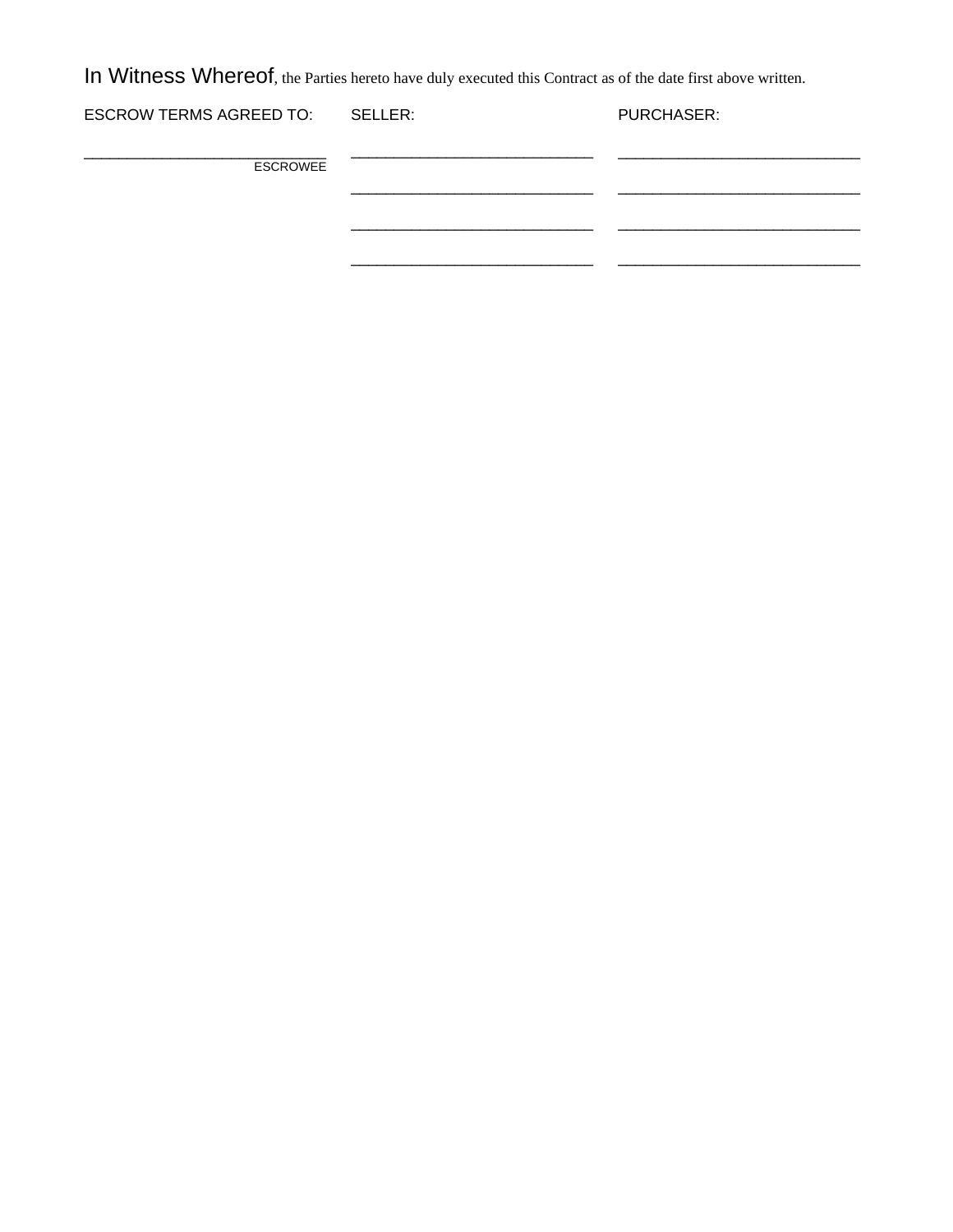**In Witness Whereof**, the Parties hereto have duly executed this Contract as of the date first above written.

| ESCROW TERMS AGREED TO: | SELLER: | PURCHASER: |
| --- | --- | --- |
| ______________________________ ESCROWEE | ______________________________ | ______________________________ |
| | ______________________________ | ______________________________ |
| | ______________________________ | ______________________________ |
| | ______________________________ | ______________________________ |